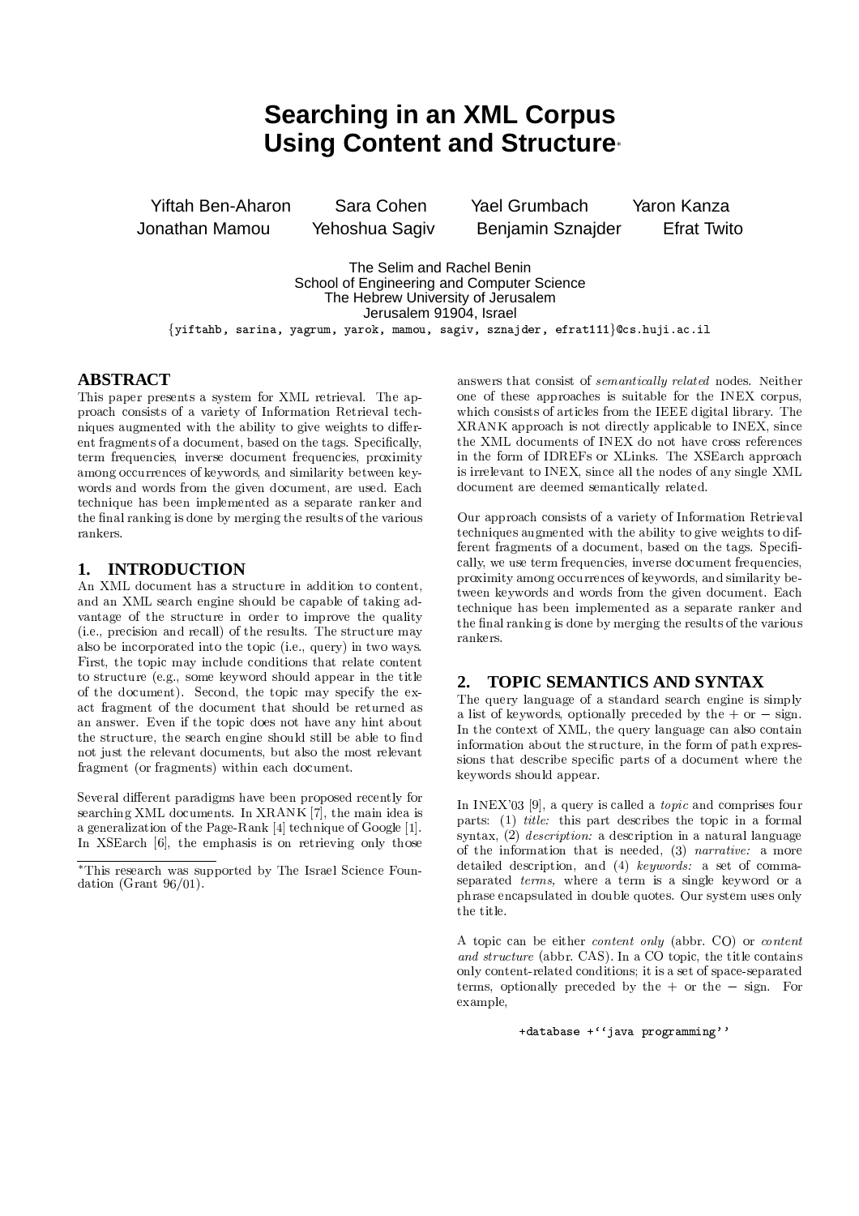# Searching in an XML Corpus Using Content and Structure*

Yiftah Ben-Aharon   Sara Cohen   Yael Grumbach   Yaron Kanza
Jonathan Mamou   Yehoshua Sagiv   Benjamin Sznajder   Efrat Twito

The Selim and Rachel Benin
School of Engineering and Computer Science
The Hebrew University of Jerusalem
Jerusalem 91904, Israel
{yiftahb, sarina, yagrum, yarok, mamou, sagiv, sznajder, efrat111}@cs.huji.ac.il

## ABSTRACT

This paper presents a system for XML retrieval. The approach consists of a variety of Information Retrieval techniques augmented with the ability to give weights to different fragments of a document, based on the tags. Specifically, term frequencies, inverse document frequencies, proximity among occurrences of keywords, and similarity between keywords and words from the given document, are used. Each technique has been implemented as a separate ranker and the final ranking is done by merging the results of the various rankers.

## 1. INTRODUCTION

An XML document has a structure in addition to content, and an XML search engine should be capable of taking advantage of the structure in order to improve the quality (i.e., precision and recall) of the results. The structure may also be incorporated into the topic (i.e., query) in two ways. First, the topic may include conditions that relate content to structure (e.g., some keyword should appear in the title of the document). Second, the topic may specify the exact fragment of the document that should be returned as an answer. Even if the topic does not have any hint about the structure, the search engine should still be able to find not just the relevant documents, but also the most relevant fragment (or fragments) within each document.

Several different paradigms have been proposed recently for searching XML documents. In XRANK [7], the main idea is a generalization of the Page-Rank [4] technique of Google [1]. In XSEarch [6], the emphasis is on retrieving only those answers that consist of *semantically related* nodes. Neither one of these approaches is suitable for the INEX corpus, which consists of articles from the IEEE digital library. The XRANK approach is not directly applicable to INEX, since the XML documents of INEX do not have cross references in the form of IDREFs or XLinks. The XSEarch approach is irrelevant to INEX, since all the nodes of any single XML document are deemed semantically related.

Our approach consists of a variety of Information Retrieval techniques augmented with the ability to give weights to different fragments of a document, based on the tags. Specifically, we use term frequencies, inverse document frequencies, proximity among occurrences of keywords, and similarity between keywords and words from the given document. Each technique has been implemented as a separate ranker and the final ranking is done by merging the results of the various rankers.

## 2. TOPIC SEMANTICS AND SYNTAX

The query language of a standard search engine is simply a list of keywords, optionally preceded by the + or − sign. In the context of XML, the query language can also contain information about the structure, in the form of path expressions that describe specific parts of a document where the keywords should appear.

In INEX'03 [9], a query is called a *topic* and comprises four parts: (1) *title:* this part describes the topic in a formal syntax, (2) *description:* a description in a natural language of the information that is needed, (3) *narrative:* a more detailed description, and (4) *keywords:* a set of comma-separated *terms*, where a term is a single keyword or a phrase encapsulated in double quotes. Our system uses only the title.

A topic can be either *content only* (abbr. CO) or *content and structure* (abbr. CAS). In a CO topic, the title contains only content-related conditions; it is a set of space-separated terms, optionally preceded by the + or the − sign. For example,

```
+database +''java programming''
```

*This research was supported by The Israel Science Foundation (Grant 96/01).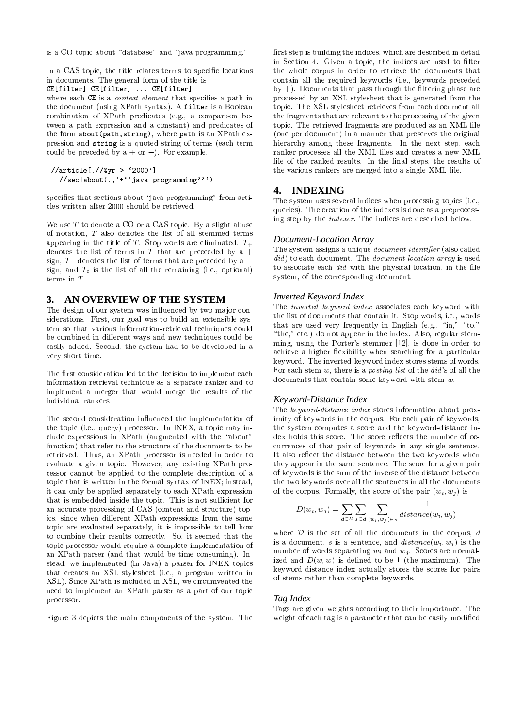is a CO topic about "database" and "java programming."

In a CAS topic, the title relates terms to specific locations in documents. The general form of the title is
`CE[filter] CE[filter] ... CE[filter]`,
where each `CE` is a *context element* that specifies a path in the document (using XPath syntax). A `filter` is a Boolean combination of XPath predicates (e.g., a comparison between a path expression and a constant) and predicates of the form `about(path,string)`, where `path` is an XPath expression and `string` is a quoted string of terms (each term could be preceded by a + or −). For example,

```
//article[.//@yr > '2000']
  //sec[about(.,'+''java programming''')]
```

specifies that sections about "java programming" from articles written after 2000 should be retrieved.

We use $T$ to denote a CO or a CAS topic. By a slight abuse of notation, $T$ also denotes the list of all stemmed terms appearing in the title of $T$. Stop words are eliminated. $T_+$ denotes the list of terms in $T$ that are preceeded by a + sign, $T_-$ denotes the list of terms that are preceded by a − sign, and $T_o$ is the list of all the remaining (i.e., optional) terms in $T$.

## 3. AN OVERVIEW OF THE SYSTEM

The design of our system was influenced by two major considerations. First, our goal was to build an extensible system so that various information-retrieval techniques could be combined in different ways and new techniques could be easily added. Second, the system had to be developed in a very short time.

The first consideration led to the decision to implement each information-retrieval technique as a separate ranker and to implement a merger that would merge the results of the individual rankers.

The second consideration influenced the implementation of the topic (i.e., query) processor. In INEX, a topic may include expressions in XPath (augmented with the "about" function) that refer to the structure of the documents to be retrieved. Thus, an XPath processor is needed in order to evaluate a given topic. However, any existing XPath processor cannot be applied to the complete description of a topic that is written in the formal syntax of INEX; instead, it can only be applied separately to each XPath expression that is embedded inside the topic. This is not sufficient for an accurate processing of CAS (content and structure) topics, since when different XPath expressions from the same topic are evaluated separately, it is impossible to tell how to combine their results correctly. So, it seemed that the topic processor would require a complete implementation of an XPath parser (and that would be time consuming). Instead, we implemented (in Java) a parser for INEX topics that creates an XSL stylesheet (i.e., a program written in XSL). Since XPath is included in XSL, we circumvented the need to implement an XPath parser as a part of our topic processor.

Figure 3 depicts the main components of the system. The first step is building the indices, which are described in detail in Section 4. Given a topic, the indices are used to filter the whole corpus in order to retrieve the documents that contain all the required keywords (i.e., keywords preceded by +). Documents that pass through the filtering phase are processed by an XSL stylesheet that is generated from the topic. The XSL stylesheet retrieves from each document all the fragments that are relevant to the processing of the given topic. The retrieved fragments are produced as an XML file (one per document) in a manner that preserves the original hierarchy among these fragments. In the next step, each ranker processes all the XML files and creates a new XML file of the ranked results. In the final steps, the results of the various rankers are merged into a single XML file.

## 4. INDEXING

The system uses several indices when processing topics (i.e., queries). The creation of the indexes is done as a preprocessing step by the *indexer*. The indices are described below.

### Document-Location Array

The system assigns a unique *document identifier* (also called *did*) to each document. The *document-location array* is used to associate each *did* with the physical location, in the file system, of the corresponding document.

### Inverted Keyword Index

The *inverted keyword index* associates each keyword with the list of documents that contain it. Stop words, i.e., words that are used very frequently in English (e.g., "in," "to," "the," etc.) do not appear in the index. Also, regular stemming, using the Porter's stemmer [12], is done in order to achieve a higher flexibility when searching for a particular keyword. The inverted-keyword index stores stems of words. For each stem $w$, there is a *posting list* of the *did*'s of all the documents that contain some keyword with stem $w$.

### Keyword-Distance Index

The *keyword-distance index* stores information about proximity of keywords in the corpus. For each pair of keywords, the system computes a score and the keyword-distance index holds this score. The score reflects the number of occurrences of that pair of keywords in any single sentence. It also reflect the distance between the two keywords when they appear in the same sentence. The score for a given pair of keywords is the sum of the inverse of the distance between the two keywords over all the sentences in all the documents of the corpus. Formally, the score of the pair $(w_i, w_j)$ is

$$D(w_i, w_j) = \sum_{d \in \mathcal{D}} \sum_{s \in d} \sum_{(w_i, w_j) \in s} \frac{1}{distance(w_i, w_j)}$$

where $\mathcal{D}$ is the set of all the documents in the corpus, $d$ is a document, $s$ is a sentence, and $distance(w_i, w_j)$ is the number of words separating $w_i$ and $w_j$. Scores are normalized and $D(w, w)$ is defined to be 1 (the maximum). The keyword-distance index actually stores the scores for pairs of stems rather than complete keywords.

### Tag Index

Tags are given weights according to their importance. The weight of each tag is a parameter that can be easily modified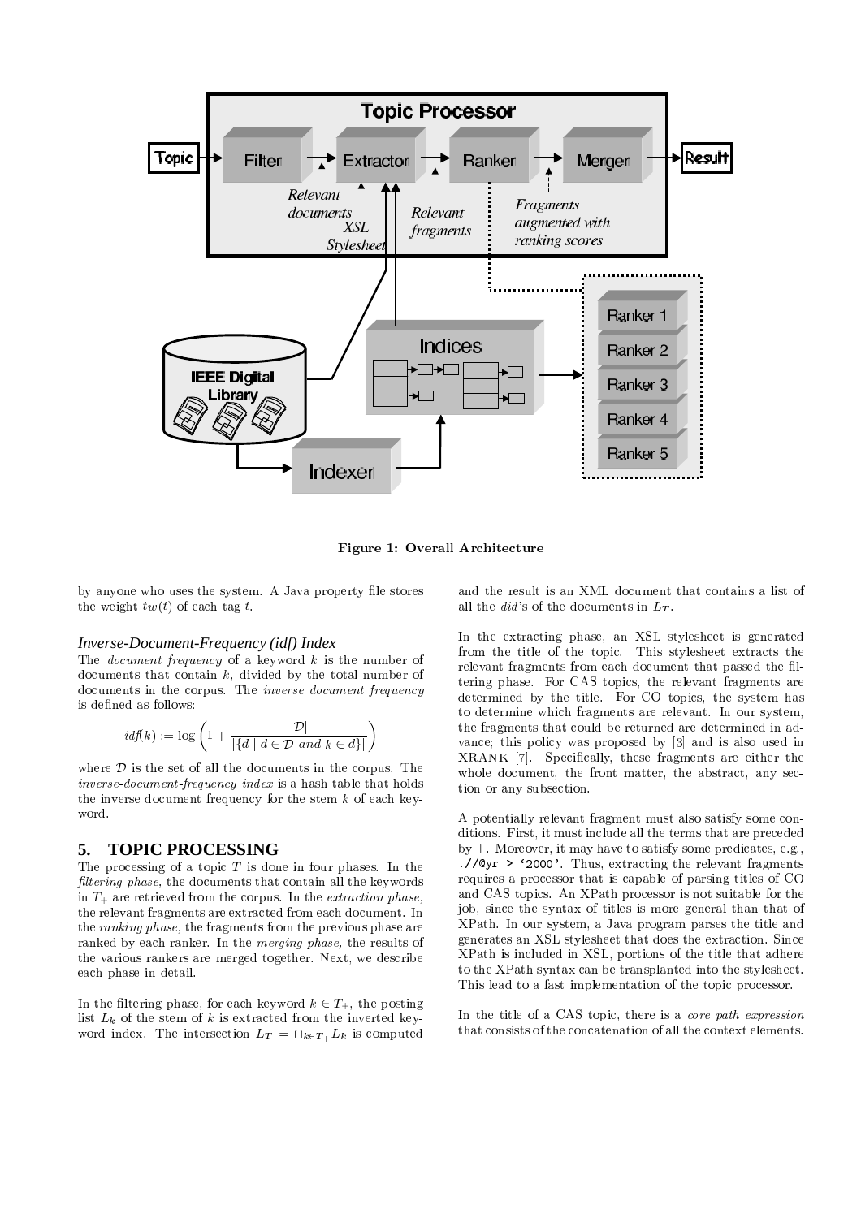Figure 1: Overall Architecture

by anyone who uses the system. A Java property file stores the weight $tw(t)$ of each tag $t$.

### Inverse-Document-Frequency (idf) Index

The *document frequency* of a keyword $k$ is the number of documents that contain $k$, divided by the total number of documents in the corpus. The *inverse document frequency* is defined as follows:

$$idf(k) := \log\left(1 + \frac{|\mathcal{D}|}{|\{d \mid d \in \mathcal{D} \text{ and } k \in d\}|}\right)$$

where $\mathcal{D}$ is the set of all the documents in the corpus. The *inverse-document-frequency index* is a hash table that holds the inverse document frequency for the stem $k$ of each keyword.

## 5. TOPIC PROCESSING

The processing of a topic $T$ is done in four phases. In the *filtering phase*, the documents that contain all the keywords in $T_+$ are retrieved from the corpus. In the *extraction phase*, the relevant fragments are extracted from each document. In the *ranking phase*, the fragments from the previous phase are ranked by each ranker. In the *merging phase*, the results of the various rankers are merged together. Next, we describe each phase in detail.

In the filtering phase, for each keyword $k \in T_+$, the posting list $L_k$ of the stem of $k$ is extracted from the inverted keyword index. The intersection $L_T = \cap_{k \in T_+} L_k$ is computed and the result is an XML document that contains a list of all the *did*'s of the documents in $L_T$.

In the extracting phase, an XSL stylesheet is generated from the title of the topic. This stylesheet extracts the relevant fragments from each document that passed the filtering phase. For CAS topics, the relevant fragments are determined by the title. For CO topics, the system has to determine which fragments are relevant. In our system, the fragments that could be returned are determined in advance; this policy was proposed by [3] and is also used in XRANK [7]. Specifically, these fragments are either the whole document, the front matter, the abstract, any section or any subsection.

A potentially relevant fragment must also satisfy some conditions. First, it must include all the terms that are preceded by +. Moreover, it may have to satisfy some predicates, e.g., `.//@yr > '2000'`. Thus, extracting the relevant fragments requires a processor that is capable of parsing titles of CO and CAS topics. An XPath processor is not suitable for the job, since the syntax of titles is more general than that of XPath. In our system, a Java program parses the title and generates an XSL stylesheet that does the extraction. Since XPath is included in XSL, portions of the title that adhere to the XPath syntax can be transplanted into the stylesheet. This lead to a fast implementation of the topic processor.

In the title of a CAS topic, there is a *core path expression* that consists of the concatenation of all the context elements.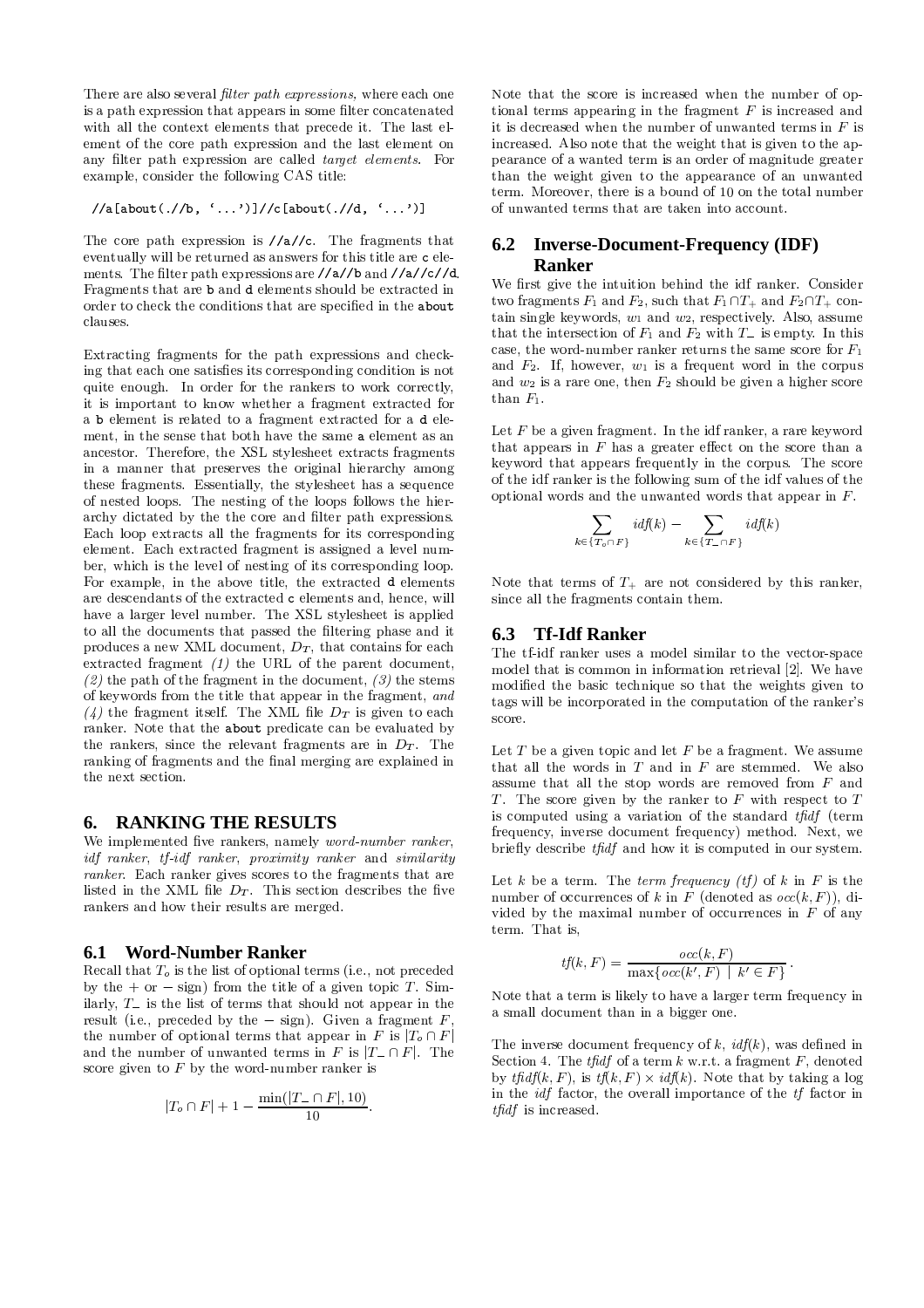There are also several *filter path expressions*, where each one is a path expression that appears in some filter concatenated with all the context elements that precede it. The last element of the core path expression and the last element on any filter path expression are called *target elements*. For example, consider the following CAS title:

```
//a[about(.//b, '...')]//c[about(.//d, '...')]
```

The core path expression is `//a//c`. The fragments that eventually will be returned as answers for this title are `c` elements. The filter path expressions are `//a//b` and `//a//c//d`. Fragments that are `b` and `d` elements should be extracted in order to check the conditions that are specified in the `about` clauses.

Extracting fragments for the path expressions and checking that each one satisfies its corresponding condition is not quite enough. In order for the rankers to work correctly, it is important to know whether a fragment extracted for a `b` element is related to a fragment extracted for a `d` element, in the sense that both have the same `a` element as an ancestor. Therefore, the XSL stylesheet extracts fragments in a manner that preserves the original hierarchy among these fragments. Essentially, the stylesheet has a sequence of nested loops. The nesting of the loops follows the hierarchy dictated by the the core and filter path expressions. Each loop extracts all the fragments for its corresponding element. Each extracted fragment is assigned a level number, which is the level of nesting of its corresponding loop. For example, in the above title, the extracted `d` elements are descendants of the extracted `c` elements and, hence, will have a larger level number. The XSL stylesheet is applied to all the documents that passed the filtering phase and it produces a new XML document, $D_T$, that contains for each extracted fragment *(1)* the URL of the parent document, *(2)* the path of the fragment in the document, *(3)* the stems of keywords from the title that appear in the fragment, *and (4)* the fragment itself. The XML file $D_T$ is given to each ranker. Note that the `about` predicate can be evaluated by the rankers, since the relevant fragments are in $D_T$. The ranking of fragments and the final merging are explained in the next section.

## 6. RANKING THE RESULTS

We implemented five rankers, namely *word-number ranker*, *idf ranker*, *tf-idf ranker*, *proximity ranker* and *similarity ranker*. Each ranker gives scores to the fragments that are listed in the XML file $D_T$. This section describes the five rankers and how their results are merged.

### 6.1 Word-Number Ranker

Recall that $T_o$ is the list of optional terms (i.e., not preceded by the $+$ or $-$ sign) from the title of a given topic $T$. Similarly, $T_-$ is the list of terms that should not appear in the result (i.e., preceded by the $-$ sign). Given a fragment $F$, the number of optional terms that appear in $F$ is $|T_o \cap F|$ and the number of unwanted terms in $F$ is $|T_- \cap F|$. The score given to $F$ by the word-number ranker is

$$|T_o \cap F| + 1 - \frac{\min(|T_- \cap F|, 10)}{10}.$$

Note that the score is increased when the number of optional terms appearing in the fragment $F$ is increased and it is decreased when the number of unwanted terms in $F$ is increased. Also note that the weight that is given to the appearance of a wanted term is an order of magnitude greater than the weight given to the appearance of an unwanted term. Moreover, there is a bound of 10 on the total number of unwanted terms that are taken into account.

### 6.2 Inverse-Document-Frequency (IDF) Ranker

We first give the intuition behind the idf ranker. Consider two fragments $F_1$ and $F_2$, such that $F_1 \cap T_+$ and $F_2 \cap T_+$ contain single keywords, $w_1$ and $w_2$, respectively. Also, assume that the intersection of $F_1$ and $F_2$ with $T_-$ is empty. In this case, the word-number ranker returns the same score for $F_1$ and $F_2$. If, however, $w_1$ is a frequent word in the corpus and $w_2$ is a rare one, then $F_2$ should be given a higher score than $F_1$.

Let $F$ be a given fragment. In the idf ranker, a rare keyword that appears in $F$ has a greater effect on the score than a keyword that appears frequently in the corpus. The score of the idf ranker is the following sum of the idf values of the optional words and the unwanted words that appear in $F$.

$$\sum_{k \in \{T_o \cap F\}} idf(k) - \sum_{k \in \{T_- \cap F\}} idf(k)$$

Note that terms of $T_+$ are not considered by this ranker, since all the fragments contain them.

### 6.3 Tf-Idf Ranker

The tf-idf ranker uses a model similar to the vector-space model that is common in information retrieval [2]. We have modified the basic technique so that the weights given to tags will be incorporated in the computation of the ranker's score.

Let $T$ be a given topic and let $F$ be a fragment. We assume that all the words in $T$ and in $F$ are stemmed. We also assume that all the stop words are removed from $F$ and $T$. The score given by the ranker to $F$ with respect to $T$ is computed using a variation of the standard *tfidf* (term frequency, inverse document frequency) method. Next, we briefly describe *tfidf* and how it is computed in our system.

Let $k$ be a term. The *term frequency (tf)* of $k$ in $F$ is the number of occurrences of $k$ in $F$ (denoted as $occ(k, F)$), divided by the maximal number of occurrences in $F$ of any term. That is,

$$tf(k, F) = \frac{occ(k, F)}{\max\{occ(k', F) \mid k' \in F\}}.$$

Note that a term is likely to have a larger term frequency in a small document than in a bigger one.

The inverse document frequency of $k$, $idf(k)$, was defined in Section 4. The *tfidf* of a term $k$ w.r.t. a fragment $F$, denoted by $tfidf(k, F)$, is $tf(k, F) \times idf(k)$. Note that by taking a log in the *idf* factor, the overall importance of the *tf* factor in *tfidf* is increased.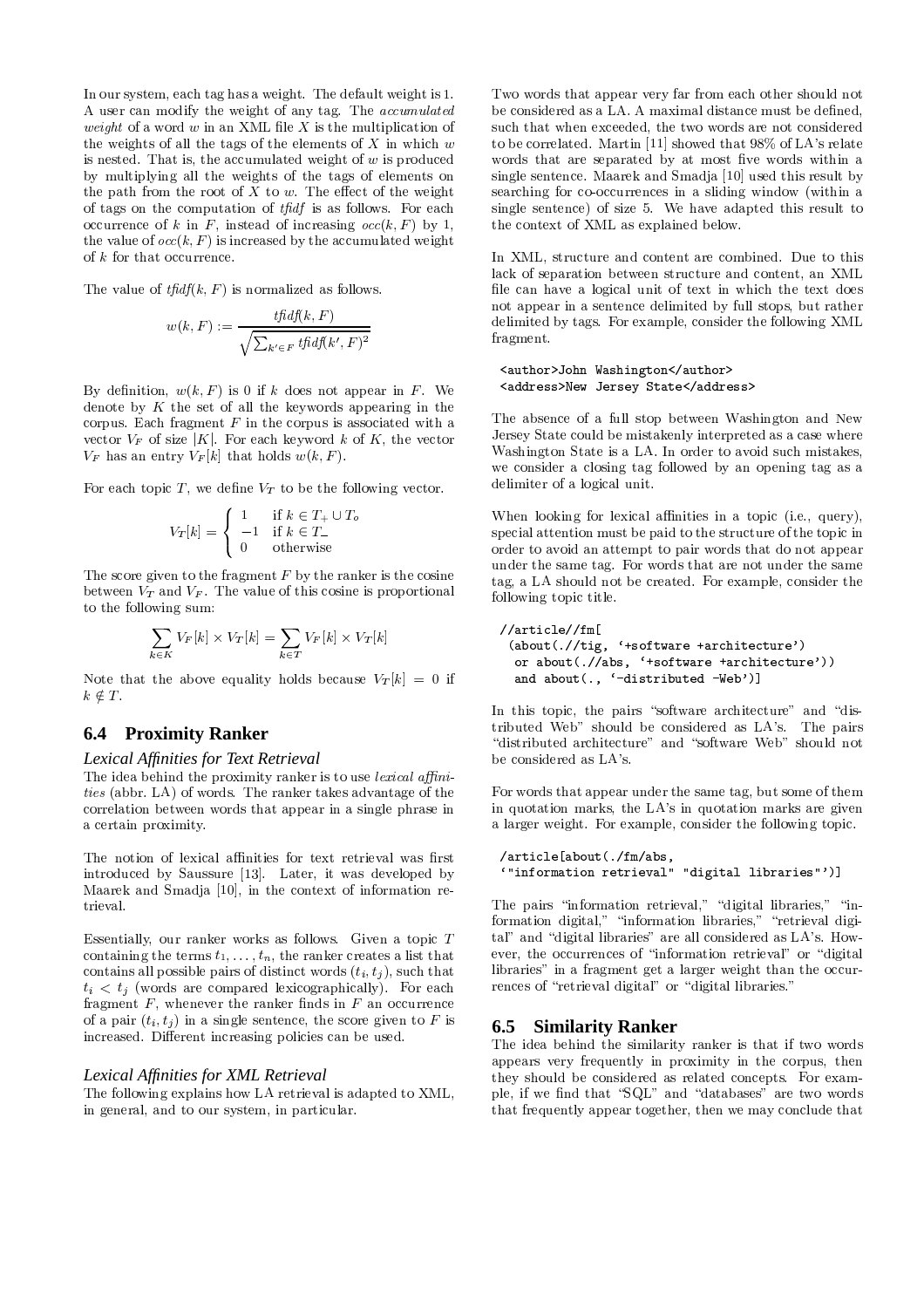In our system, each tag has a weight. The default weight is 1. A user can modify the weight of any tag. The *accumulated weight* of a word $w$ in an XML file $X$ is the multiplication of the weights of all the tags of the elements of $X$ in which $w$ is nested. That is, the accumulated weight of $w$ is produced by multiplying all the weights of the tags of elements on the path from the root of $X$ to $w$. The effect of the weight of tags on the computation of *tfidf* is as follows. For each occurrence of $k$ in $F$, instead of increasing $occ(k, F)$ by 1, the value of $occ(k, F)$ is increased by the accumulated weight of $k$ for that occurrence.

The value of $tfidf(k, F)$ is normalized as follows.

$$w(k, F) := \frac{tfidf(k, F)}{\sqrt{\sum_{k' \in F} tfidf(k', F)^2}}$$

By definition, $w(k, F)$ is 0 if $k$ does not appear in $F$. We denote by $K$ the set of all the keywords appearing in the corpus. Each fragment $F$ in the corpus is associated with a vector $V_F$ of size $|K|$. For each keyword $k$ of $K$, the vector $V_F$ has an entry $V_F[k]$ that holds $w(k, F)$.

For each topic $T$, we define $V_T$ to be the following vector.

$$V_T[k] = \begin{cases} 1 & \text{if } k \in T_+ \cup T_o \\ -1 & \text{if } k \in T_- \\ 0 & \text{otherwise} \end{cases}$$

The score given to the fragment $F$ by the ranker is the cosine between $V_T$ and $V_F$. The value of this cosine is proportional to the following sum:

$$\sum_{k \in K} V_F[k] \times V_T[k] = \sum_{k \in T} V_F[k] \times V_T[k]$$

Note that the above equality holds because $V_T[k] = 0$ if $k \notin T$.

## 6.4 Proximity Ranker

### *Lexical Affinities for Text Retrieval*

The idea behind the proximity ranker is to use *lexical affinities* (abbr. LA) of words. The ranker takes advantage of the correlation between words that appear in a single phrase in a certain proximity.

The notion of lexical affinities for text retrieval was first introduced by Saussure [13]. Later, it was developed by Maarek and Smadja [10], in the context of information retrieval.

Essentially, our ranker works as follows. Given a topic $T$ containing the terms $t_1, \ldots, t_n$, the ranker creates a list that contains all possible pairs of distinct words $(t_i, t_j)$, such that $t_i < t_j$ (words are compared lexicographically). For each fragment $F$, whenever the ranker finds in $F$ an occurrence of a pair $(t_i, t_j)$ in a single sentence, the score given to $F$ is increased. Different increasing policies can be used.

### *Lexical Affinities for XML Retrieval*

The following explains how LA retrieval is adapted to XML, in general, and to our system, in particular.

Two words that appear very far from each other should not be considered as a LA. A maximal distance must be defined, such that when exceeded, the two words are not considered to be correlated. Martin [11] showed that 98% of LA's relate words that are separated by at most five words within a single sentence. Maarek and Smadja [10] used this result by searching for co-occurrences in a sliding window (within a single sentence) of size 5. We have adapted this result to the context of XML as explained below.

In XML, structure and content are combined. Due to this lack of separation between structure and content, an XML file can have a logical unit of text in which the text does not appear in a sentence delimited by full stops, but rather delimited by tags. For example, consider the following XML fragment.

```
<author>John Washington</author>
<address>New Jersey State</address>
```

The absence of a full stop between Washington and New Jersey State could be mistakenly interpreted as a case where Washington State is a LA. In order to avoid such mistakes, we consider a closing tag followed by an opening tag as a delimiter of a logical unit.

When looking for lexical affinities in a topic (i.e., query), special attention must be paid to the structure of the topic in order to avoid an attempt to pair words that do not appear under the same tag. For words that are not under the same tag, a LA should not be created. For example, consider the following topic title.

```
//article//fm[
 (about(.//tig, '+software +architecture')
  or about(.//abs, '+software +architecture'))
  and about(., '-distributed -Web')]
```

In this topic, the pairs "software architecture" and "distributed Web" should be considered as LA's. The pairs "distributed architecture" and "software Web" should not be considered as LA's.

For words that appear under the same tag, but some of them in quotation marks, the LA's in quotation marks are given a larger weight. For example, consider the following topic.

```
/article[about(./fm/abs,
'"information retrieval" "digital libraries"')]
```

The pairs "information retrieval," "digital libraries," "information digital," "information libraries," "retrieval digital" and "digital libraries" are all considered as LA's. However, the occurrences of "information retrieval" or "digital libraries" in a fragment get a larger weight than the occurrences of "retrieval digital" or "digital libraries."

## 6.5 Similarity Ranker

The idea behind the similarity ranker is that if two words appears very frequently in proximity in the corpus, then they should be considered as related concepts. For example, if we find that "SQL" and "databases" are two words that frequently appear together, then we may conclude that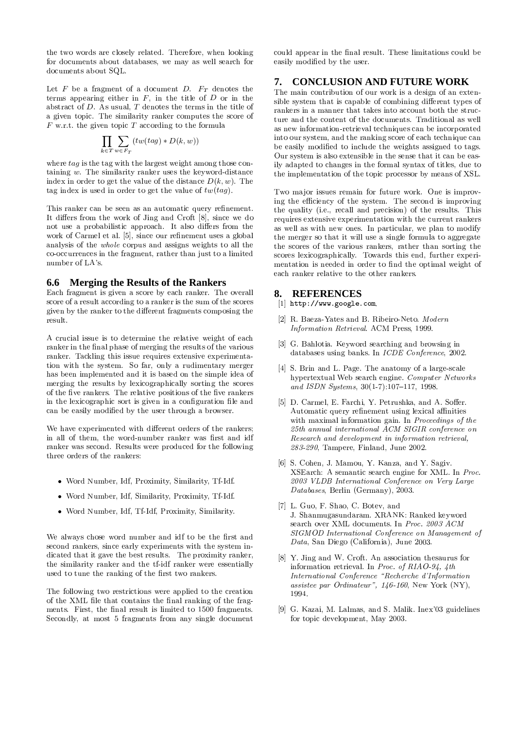the two words are closely related. Therefore, when looking for documents about databases, we may as well search for documents about SQL.

Let $F$ be a fragment of a document $D$. $F_T$ denotes the terms appearing either in $F$, in the title of $D$ or in the abstract of $D$. As usual, $T$ denotes the terms in the title of a given topic. The similarity ranker computes the score of $F$ w.r.t. the given topic $T$ according to the formula

$$\prod_{k \in T} \sum_{w \in F_T} (tw(tag) * D(k, w))$$

where $tag$ is the tag with the largest weight among those containing $w$. The similarity ranker uses the keyword-distance index in order to get the value of the distance $D(k, w)$. The tag index is used in order to get the value of $tw(tag)$.

This ranker can be seen as an automatic query refinement. It differs from the work of Jing and Croft [8], since we do not use a probabilistic approach. It also differs from the work of Carmel et al. [5], since our refinement uses a global analysis of the *whole* corpus and assigns weights to all the co-occurrences in the fragment, rather than just to a limited number of LA's.

### 6.6 Merging the Results of the Rankers

Each fragment is given a score by each ranker. The overall score of a result according to a ranker is the sum of the scores given by the ranker to the different fragments composing the result.

A crucial issue is to determine the relative weight of each ranker in the final phase of merging the results of the various ranker. Tackling this issue requires extensive experimentation with the system. So far, only a rudimentary merger has been implemented and it is based on the simple idea of merging the results by lexicographically sorting the scores of the five rankers. The relative positions of the five rankers in the lexicographic sort is given in a configuration file and can be easily modified by the user through a browser.

We have experimented with different orders of the rankers; in all of them, the word-number ranker was first and idf ranker was second. Results were produced for the following three orders of the rankers:

- Word Number, Idf, Proximity, Similarity, Tf-Idf.
- Word Number, Idf, Similarity, Proximity, Tf-Idf.
- Word Number, Idf, Tf-Idf, Proximity, Similarity.

We always chose word number and idf to be the first and second rankers, since early experiments with the system indicated that it gave the best results. The proximity ranker, the similarity ranker and the tf-idf ranker were essentially used to tune the ranking of the first two rankers.

The following two restrictions were applied to the creation of the XML file that contains the final ranking of the fragments. First, the final result is limited to 1500 fragments. Secondly, at most 5 fragments from any single document could appear in the final result. These limitations could be easily modified by the user.

## 7. CONCLUSION AND FUTURE WORK

The main contribution of our work is a design of an extensible system that is capable of combining different types of rankers in a manner that takes into account both the structure and the content of the documents. Traditional as well as new information-retrieval techniques can be incorporated into our system, and the ranking score of each technique can be easily modified to include the weights assigned to tags. Our system is also extensible in the sense that it can be easily adapted to changes in the formal syntax of titles, due to the implementation of the topic processor by means of XSL.

Two major issues remain for future work. One is improving the efficiency of the system. The second is improving the quality (i.e., recall and precision) of the results. This requires extensive experimentation with the current rankers as well as with new ones. In particular, we plan to modify the merger so that it will use a single formula to aggregate the scores of the various rankers, rather than sorting the scores lexicographically. Towards this end, further experimentation is needed in order to find the optimal weight of each ranker relative to the other rankers.

## 8. REFERENCES

[1] `http://www.google.com`.

[2] R. Baeza-Yates and B. Ribeiro-Neto. *Modern Information Retrieval*. ACM Press, 1999.

[3] G. Bahlotia. Keyword searching and browsing in databases using banks. In *ICDE Conference*, 2002.

[4] S. Brin and L. Page. The anatomy of a large-scale hypertextual Web search engine. *Computer Networks and ISDN Systems*, 30(1-7):107–117, 1998.

[5] D. Carmel, E. Farchi, Y. Petrushka, and A. Soffer. Automatic query refinement using lexical affinities with maximal information gain. In *Proceedings of the 25th annual international ACM SIGIR conference on Research and development in information retrieval, 283-290*, Tampere, Finland, June 2002.

[6] S. Cohen, J. Mamou, Y. Kanza, and Y. Sagiv. XSEarch: A semantic search engine for XML. In *Proc. 2003 VLDB International Conference on Very Large Databases*, Berlin (Germany), 2003.

[7] L. Guo, F. Shao, C. Botev, and J. Shanmugasundaram. XRANK: Ranked keyword search over XML documents. In *Proc. 2003 ACM SIGMOD International Conference on Management of Data*, San Diego (California), June 2003.

[8] Y. Jing and W. Croft. An association thesaurus for information retrieval. In *Proc. of RIAO-94, 4th International Conference "Recherche d'Information assistee par Ordinateur", 146-160*, New York (NY), 1994.

[9] G. Kazai, M. Lalmas, and S. Malik. Inex'03 guidelines for topic development, May 2003.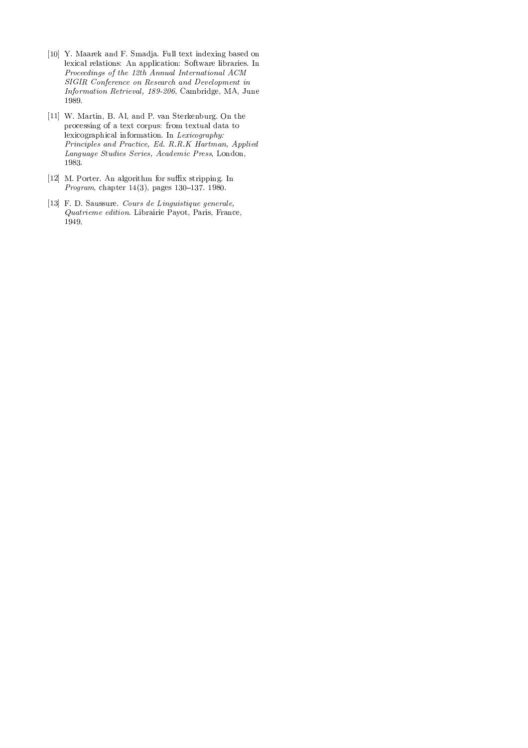[10] Y. Maarek and F. Smadja. Full text indexing based on lexical relations: An application: Software libraries. In *Proceedings of the 12th Annual International ACM SIGIR Conference on Research and Development in Information Retrieval, 189-206*, Cambridge, MA, June 1989.

[11] W. Martin, B. Al, and P. van Sterkenburg. On the processing of a text corpus: from textual data to lexicographical information. In *Lexicography: Principles and Practice, Ed. R.R.K Hartman, Applied Language Studies Series, Academic Press*, London, 1983.

[12] M. Porter. An algorithm for suffix stripping. In *Program*, chapter 14(3), pages 130–137. 1980.

[13] F. D. Saussure. *Cours de Linguistique generale, Quatrieme edition*. Librairie Payot, Paris, France, 1949.